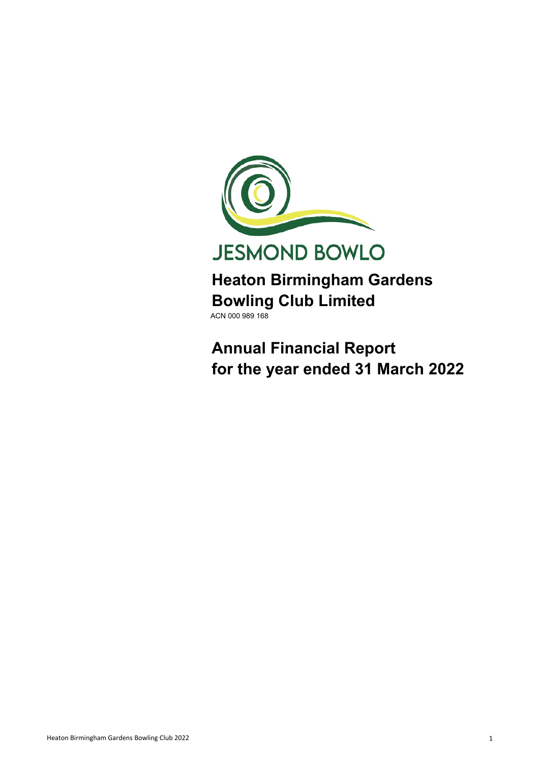JESMOND BOWLO

# Heaton Birmingham Gardens Bowling Club Limited

ACN 000 989 168

# Annual Financial Report for the year ended 31 March 2022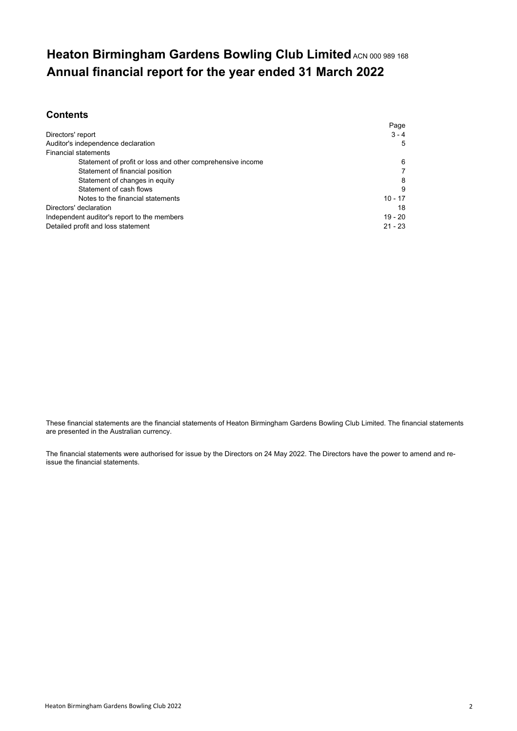# Heaton Birmingham Gardens Bowling Club Limited ACN 000 989 168
# Annual financial report for the year ended 31 March 2022

## Contents

| | Page |
|---|---|
| Directors' report | 3 - 4 |
| Auditor's independence declaration | 5 |
| Financial statements | |
| Statement of profit or loss and other comprehensive income | 6 |
| Statement of financial position | 7 |
| Statement of changes in equity | 8 |
| Statement of cash flows | 9 |
| Notes to the financial statements | 10 - 17 |
| Directors' declaration | 18 |
| Independent auditor's report to the members | 19 - 20 |
| Detailed profit and loss statement | 21 - 23 |

These financial statements are the financial statements of Heaton Birmingham Gardens Bowling Club Limited. The financial statements are presented in the Australian currency.

The financial statements were authorised for issue by the Directors on 24 May 2022. The Directors have the power to amend and re-issue the financial statements.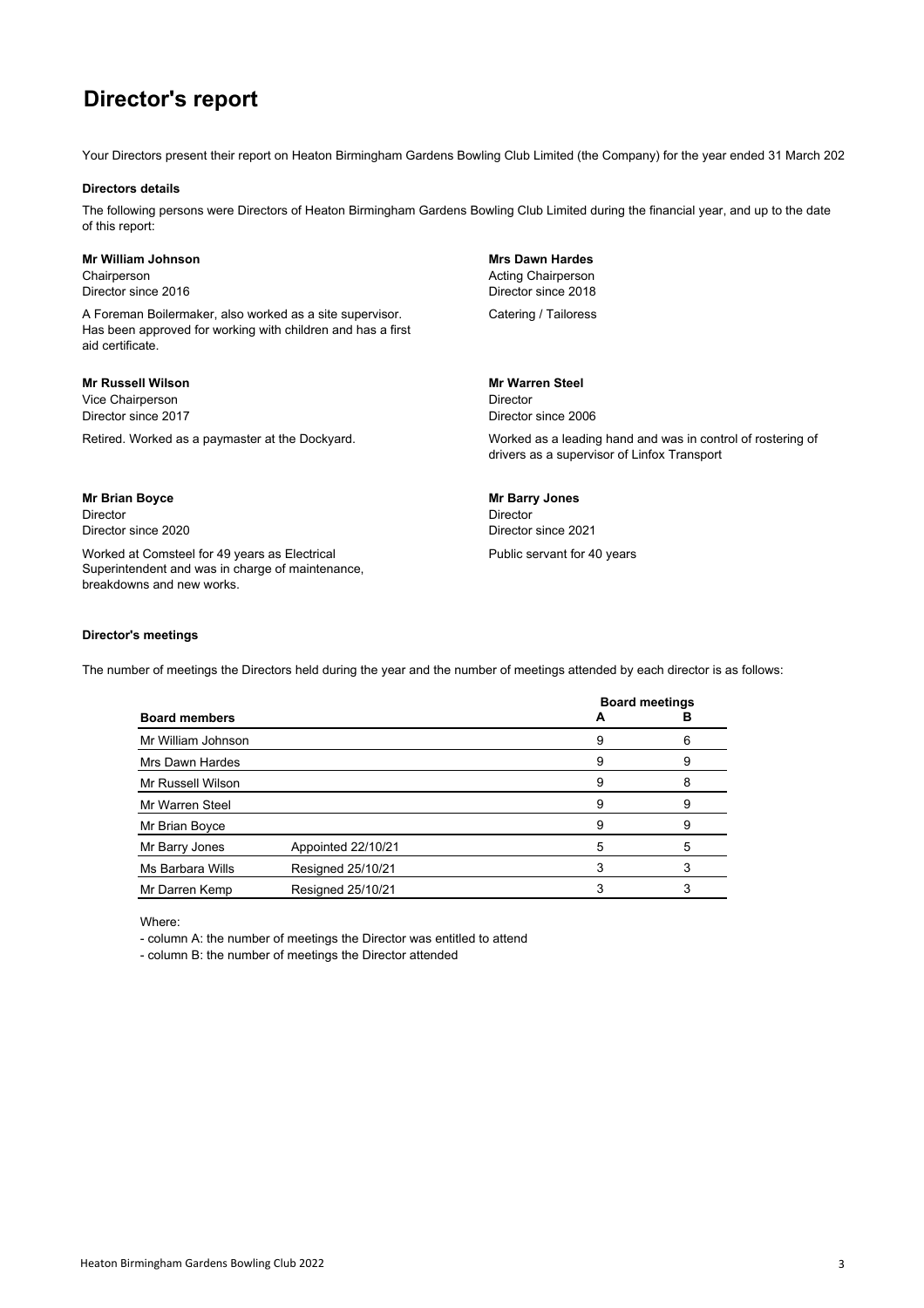# Director's report

Your Directors present their report on Heaton Birmingham Gardens Bowling Club Limited (the Company) for the year ended 31 March 202

### Directors details

The following persons were Directors of Heaton Birmingham Gardens Bowling Club Limited during the financial year, and up to the date of this report:

**Mr William Johnson**
Chairperson
Director since 2016

A Foreman Boilermaker, also worked as a site supervisor. Has been approved for working with children and has a first aid certificate.

**Mrs Dawn Hardes**
Acting Chairperson
Director since 2018

Catering / Tailoress

**Mr Russell Wilson**
Vice Chairperson
Director since 2017

Retired. Worked as a paymaster at the Dockyard.

**Mr Warren Steel**
Director
Director since 2006

Worked as a leading hand and was in control of rostering of drivers as a supervisor of Linfox Transport

**Mr Brian Boyce**
Director
Director since 2020

Worked at Comsteel for 49 years as Electrical Superintendent and was in charge of maintenance, breakdowns and new works.

**Mr Barry Jones**
Director
Director since 2021

Public servant for 40 years

### Director's meetings

The number of meetings the Directors held during the year and the number of meetings attended by each director is as follows:

| Board members | | Board meetings A | Board meetings B |
|---|---|---|---|
| Mr William Johnson | | 9 | 6 |
| Mrs Dawn Hardes | | 9 | 9 |
| Mr Russell Wilson | | 9 | 8 |
| Mr Warren Steel | | 9 | 9 |
| Mr Brian Boyce | | 9 | 9 |
| Mr Barry Jones | Appointed 22/10/21 | 5 | 5 |
| Ms Barbara Wills | Resigned 25/10/21 | 3 | 3 |
| Mr Darren Kemp | Resigned 25/10/21 | 3 | 3 |

Where:

- column A: the number of meetings the Director was entitled to attend
- column B: the number of meetings the Director attended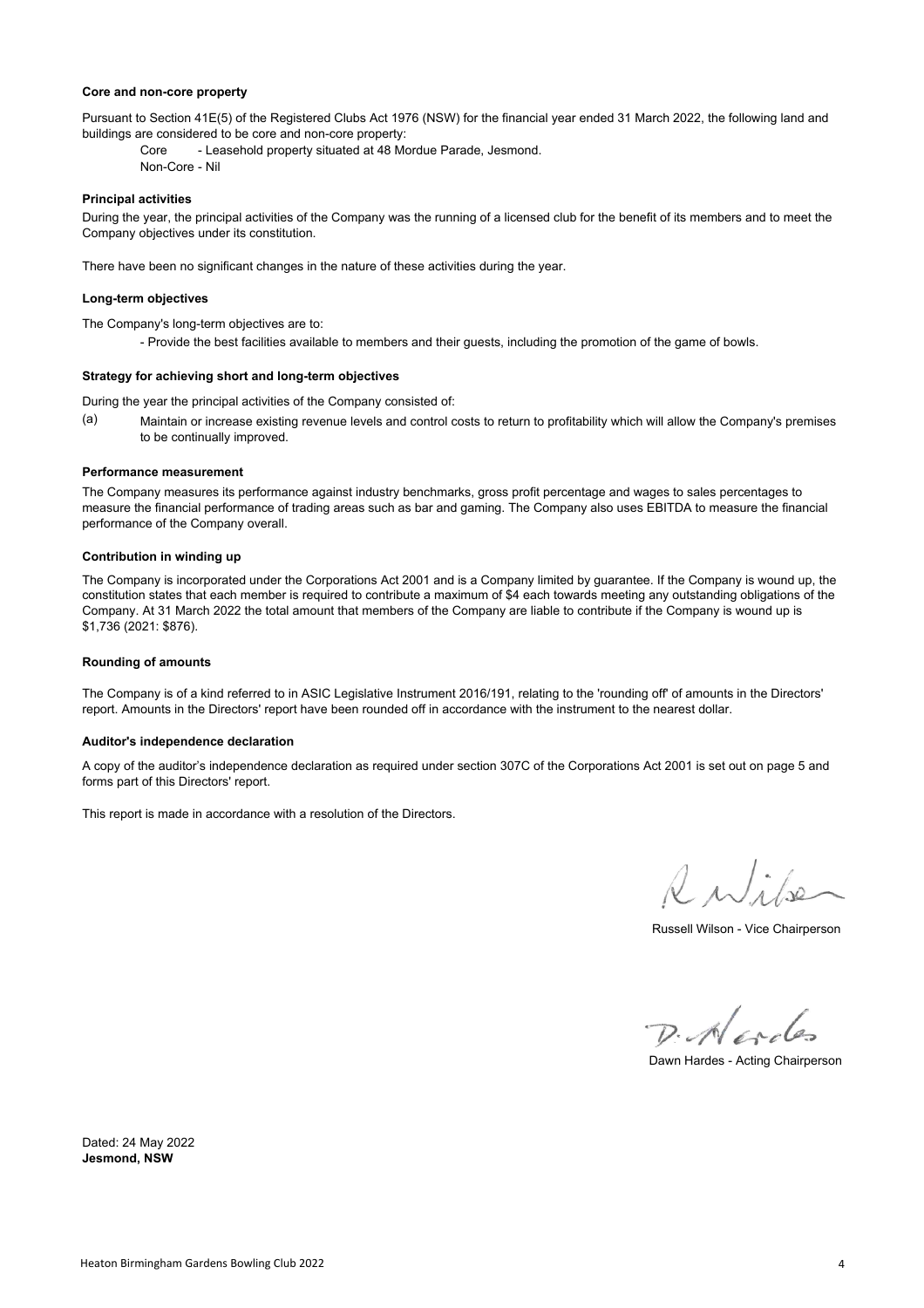**Core and non-core property**

Pursuant to Section 41E(5) of the Registered Clubs Act 1976 (NSW) for the financial year ended 31 March 2022, the following land and buildings are considered to be core and non-core property:

Core - Leasehold property situated at 48 Mordue Parade, Jesmond.
Non-Core - Nil

**Principal activities**

During the year, the principal activities of the Company was the running of a licensed club for the benefit of its members and to meet the Company objectives under its constitution.

There have been no significant changes in the nature of these activities during the year.

**Long-term objectives**

The Company's long-term objectives are to:

- Provide the best facilities available to members and their guests, including the promotion of the game of bowls.

**Strategy for achieving short and long-term objectives**

During the year the principal activities of the Company consisted of:

(a) Maintain or increase existing revenue levels and control costs to return to profitability which will allow the Company's premises to be continually improved.

**Performance measurement**

The Company measures its performance against industry benchmarks, gross profit percentage and wages to sales percentages to measure the financial performance of trading areas such as bar and gaming. The Company also uses EBITDA to measure the financial performance of the Company overall.

**Contribution in winding up**

The Company is incorporated under the Corporations Act 2001 and is a Company limited by guarantee. If the Company is wound up, the constitution states that each member is required to contribute a maximum of $4 each towards meeting any outstanding obligations of the Company. At 31 March 2022 the total amount that members of the Company are liable to contribute if the Company is wound up is $1,736 (2021: $876).

**Rounding of amounts**

The Company is of a kind referred to in ASIC Legislative Instrument 2016/191, relating to the 'rounding off' of amounts in the Directors' report. Amounts in the Directors' report have been rounded off in accordance with the instrument to the nearest dollar.

**Auditor's independence declaration**

A copy of the auditor's independence declaration as required under section 307C of the Corporations Act 2001 is set out on page 5 and forms part of this Directors' report.

This report is made in accordance with a resolution of the Directors.

Russell Wilson - Vice Chairperson

Dawn Hardes - Acting Chairperson

Dated: 24 May 2022
**Jesmond, NSW**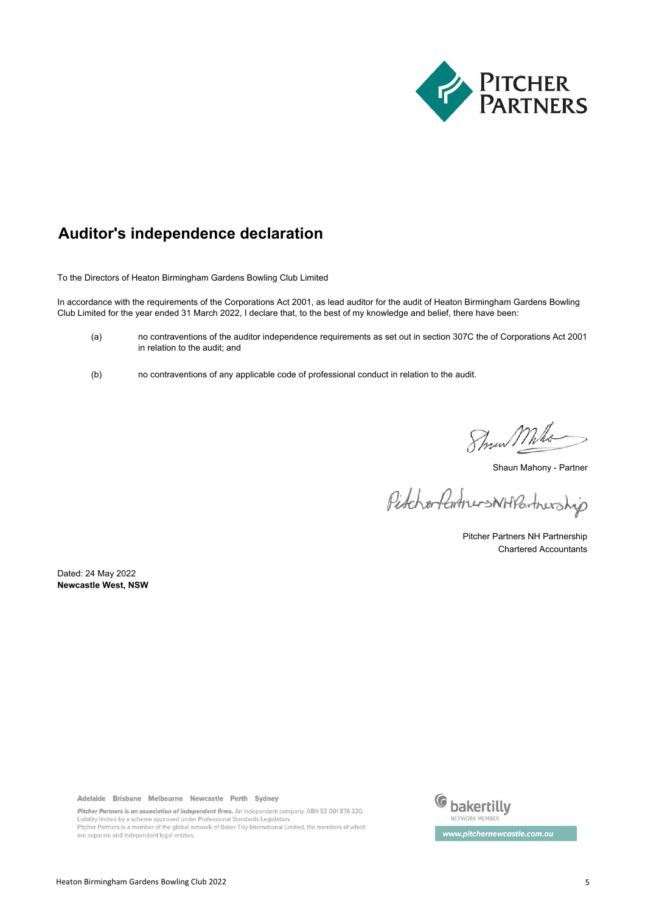# Auditor's independence declaration

To the Directors of Heaton Birmingham Gardens Bowling Club Limited

In accordance with the requirements of the Corporations Act 2001, as lead auditor for the audit of Heaton Birmingham Gardens Bowling Club Limited for the year ended 31 March 2022, I declare that, to the best of my knowledge and belief, there have been:

(a) no contraventions of the auditor independence requirements as set out in section 307C the of Corporations Act 2001 in relation to the audit; and

(b) no contraventions of any applicable code of professional conduct in relation to the audit.

Shaun Mahony - Partner

Pitcher Partners NH Partnership
Chartered Accountants

Dated: 24 May 2022
**Newcastle West, NSW**

Adelaide Brisbane Melbourne Newcastle Perth Sydney

*Pitcher Partners is an association of independent firms.* An independent company. ABN 53 001 876 320.
Liability limited by a scheme approved under Professional Standards Legislation.
Pitcher Partners is a member of the global network of Baker Tilly International Limited, the members of which are separate and independent legal entities.

bakertilly NETWORK MEMBER

www.pitchernewcastle.com.au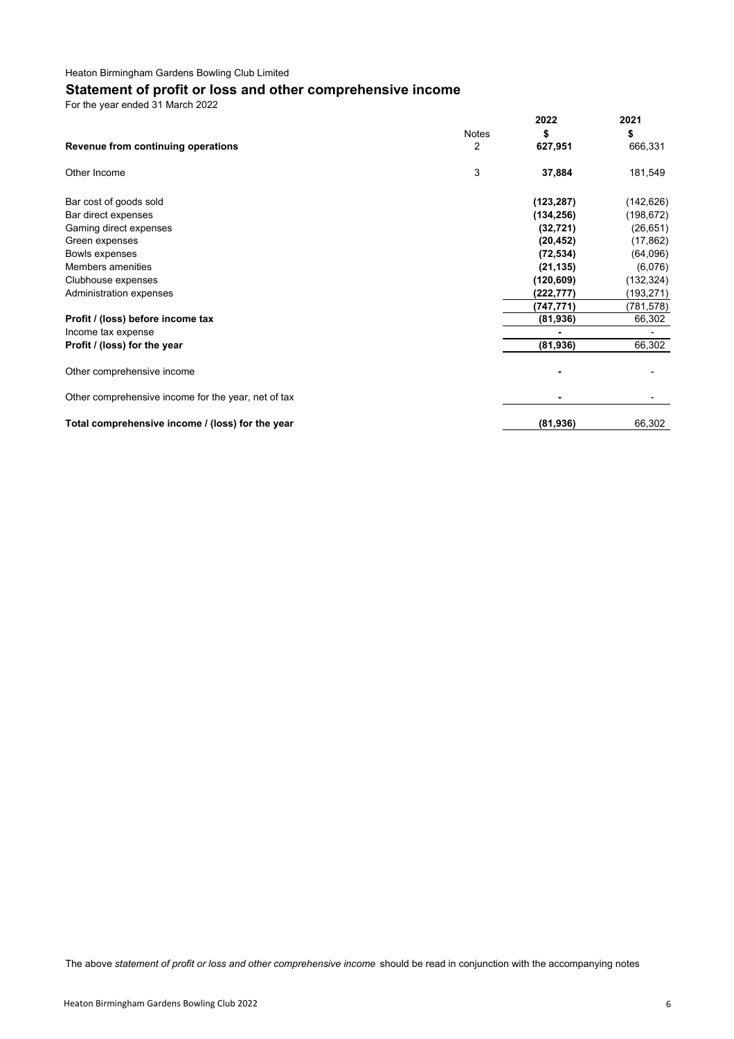Heaton Birmingham Gardens Bowling Club Limited

## Statement of profit or loss and other comprehensive income

For the year ended 31 March 2022

| | Notes | 2022<br>$ | 2021<br>$ |
|---|---|---|---|
| **Revenue from continuing operations** | 2 | **627,951** | 666,331 |
| Other Income | 3 | **37,884** | 181,549 |
| Bar cost of goods sold | | **(123,287)** | (142,626) |
| Bar direct expenses | | **(134,256)** | (198,672) |
| Gaming direct expenses | | **(32,721)** | (26,651) |
| Green expenses | | **(20,452)** | (17,862) |
| Bowls expenses | | **(72,534)** | (64,096) |
| Members amenities | | **(21,135)** | (6,076) |
| Clubhouse expenses | | **(120,609)** | (132,324) |
| Administration expenses | | **(222,777)** | (193,271) |
| | | **(747,771)** | (781,578) |
| **Profit / (loss) before income tax** | | **(81,936)** | 66,302 |
| Income tax expense | | **-** | - |
| **Profit / (loss) for the year** | | **(81,936)** | 66,302 |
| Other comprehensive income | | **-** | - |
| Other comprehensive income for the year, net of tax | | **-** | - |
| **Total comprehensive income / (loss) for the year** | | **(81,936)** | 66,302 |

The above *statement of profit or loss and other comprehensive income* should be read in conjunction with the accompanying notes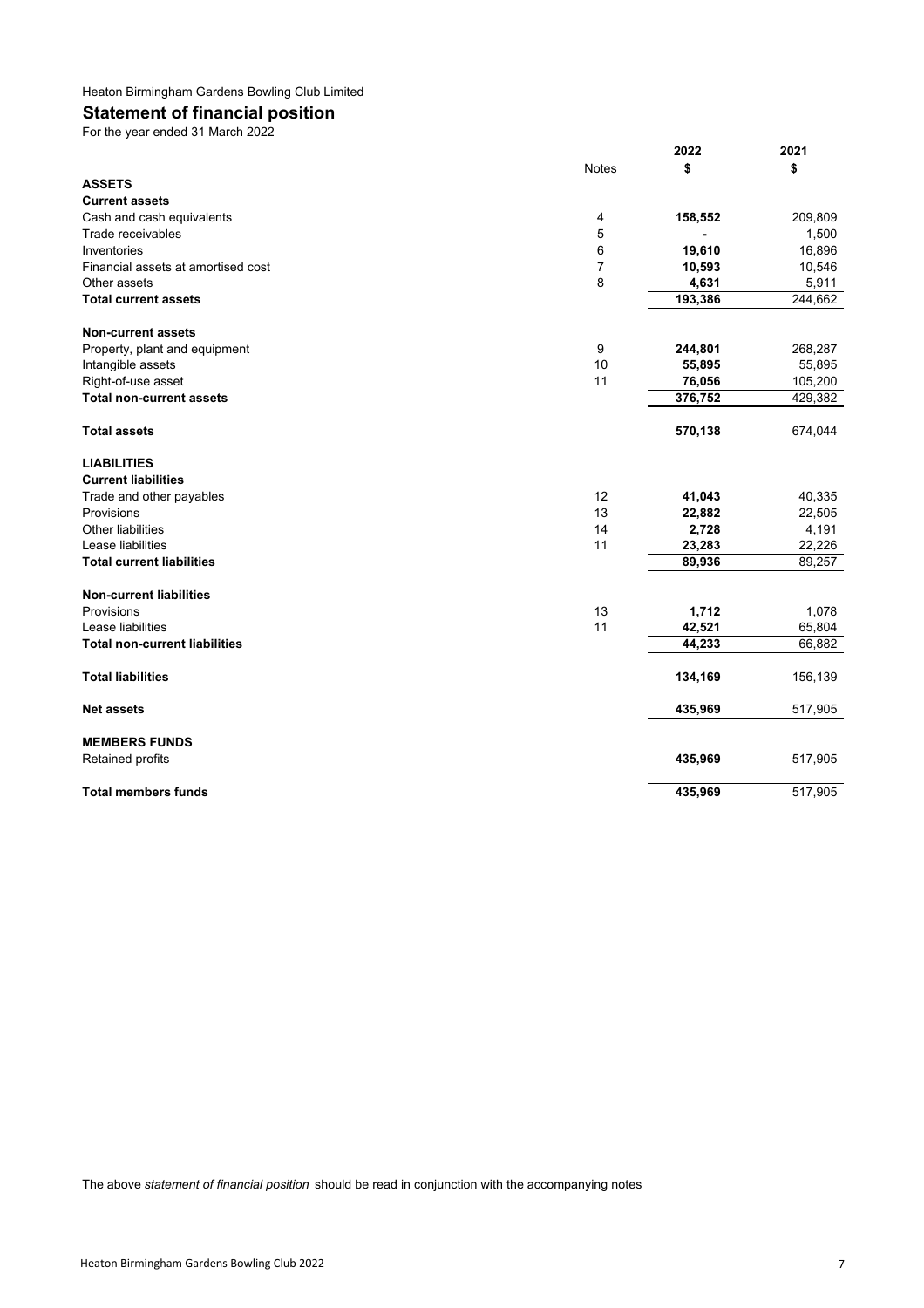Heaton Birmingham Gardens Bowling Club Limited

# Statement of financial position

For the year ended 31 March 2022

| | Notes | 2022 $ | 2021 $ |
|---|---|---|---|
| **ASSETS** | | | |
| **Current assets** | | | |
| Cash and cash equivalents | 4 | **158,552** | 209,809 |
| Trade receivables | 5 | **-** | 1,500 |
| Inventories | 6 | **19,610** | 16,896 |
| Financial assets at amortised cost | 7 | **10,593** | 10,546 |
| Other assets | 8 | **4,631** | 5,911 |
| **Total current assets** | | **193,386** | 244,662 |
| | | | |
| **Non-current assets** | | | |
| Property, plant and equipment | 9 | **244,801** | 268,287 |
| Intangible assets | 10 | **55,895** | 55,895 |
| Right-of-use asset | 11 | **76,056** | 105,200 |
| **Total non-current assets** | | **376,752** | 429,382 |
| | | | |
| **Total assets** | | **570,138** | 674,044 |
| | | | |
| **LIABILITIES** | | | |
| **Current liabilities** | | | |
| Trade and other payables | 12 | **41,043** | 40,335 |
| Provisions | 13 | **22,882** | 22,505 |
| Other liabilities | 14 | **2,728** | 4,191 |
| Lease liabilities | 11 | **23,283** | 22,226 |
| **Total current liabilities** | | **89,936** | 89,257 |
| | | | |
| **Non-current liabilities** | | | |
| Provisions | 13 | **1,712** | 1,078 |
| Lease liabilities | 11 | **42,521** | 65,804 |
| **Total non-current liabilities** | | **44,233** | 66,882 |
| | | | |
| **Total liabilities** | | **134,169** | 156,139 |
| | | | |
| **Net assets** | | **435,969** | 517,905 |
| | | | |
| **MEMBERS FUNDS** | | | |
| Retained profits | | **435,969** | 517,905 |
| | | | |
| **Total members funds** | | **435,969** | 517,905 |

The above *statement of financial position* should be read in conjunction with the accompanying notes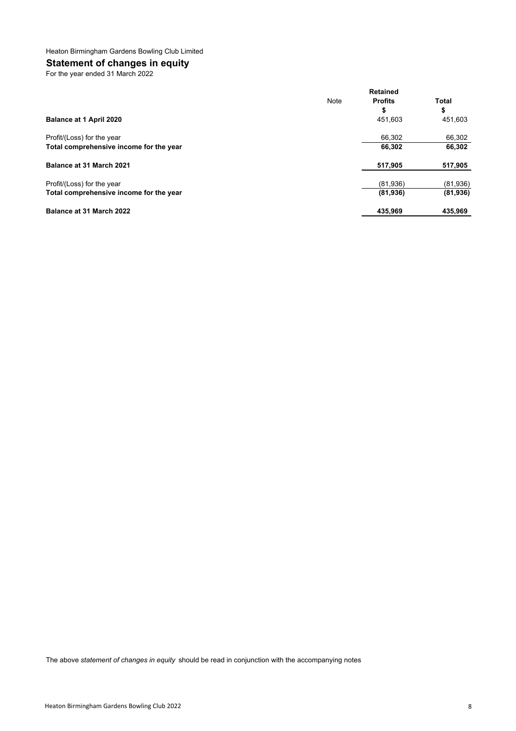Heaton Birmingham Gardens Bowling Club Limited

## Statement of changes in equity

For the year ended 31 March 2022

| | Note | Retained Profits $ | Total $ |
|---|---|---|---|
| **Balance at 1 April 2020** | | 451,603 | 451,603 |
| Profit/(Loss) for the year | | 66,302 | 66,302 |
| **Total comprehensive income for the year** | | **66,302** | **66,302** |
| **Balance at 31 March 2021** | | **517,905** | **517,905** |
| Profit/(Loss) for the year | | (81,936) | (81,936) |
| **Total comprehensive income for the year** | | **(81,936)** | **(81,936)** |
| **Balance at 31 March 2022** | | **435,969** | **435,969** |

The above *statement of changes in equity* should be read in conjunction with the accompanying notes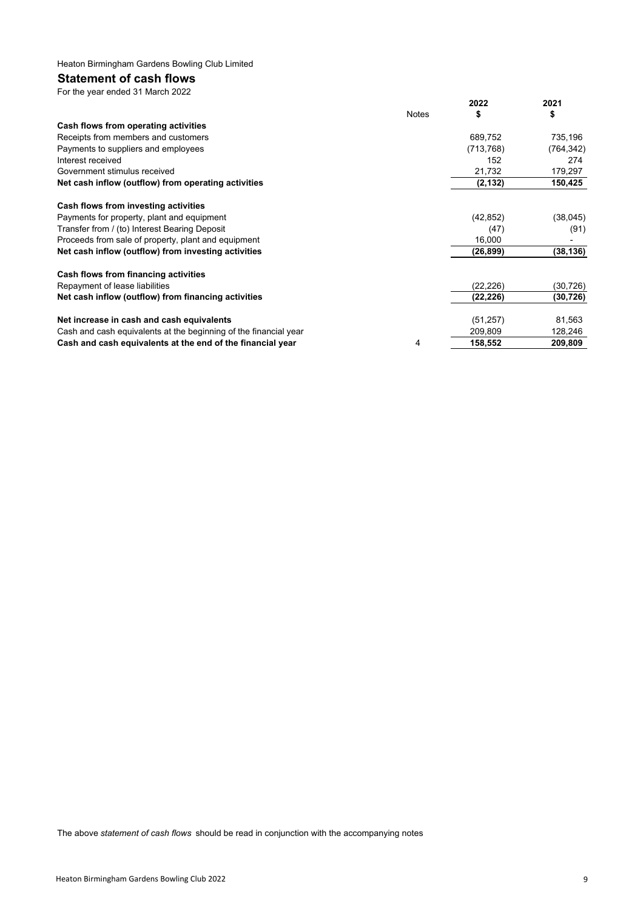Heaton Birmingham Gardens Bowling Club Limited

## Statement of cash flows

For the year ended 31 March 2022

| | Notes | 2022<br>$ | 2021<br>$ |
|---|---|---|---|
| **Cash flows from operating activities** | | | |
| Receipts from members and customers | | 689,752 | 735,196 |
| Payments to suppliers and employees | | (713,768) | (764,342) |
| Interest received | | 152 | 274 |
| Government stimulus received | | 21,732 | 179,297 |
| **Net cash inflow (outflow) from operating activities** | | **(2,132)** | **150,425** |
| | | | |
| **Cash flows from investing activities** | | | |
| Payments for property, plant and equipment | | (42,852) | (38,045) |
| Transfer from / (to) Interest Bearing Deposit | | (47) | (91) |
| Proceeds from sale of property, plant and equipment | | 16,000 | - |
| **Net cash inflow (outflow) from investing activities** | | **(26,899)** | **(38,136)** |
| | | | |
| **Cash flows from financing activities** | | | |
| Repayment of lease liabilities | | (22,226) | (30,726) |
| **Net cash inflow (outflow) from financing activities** | | **(22,226)** | **(30,726)** |
| | | | |
| **Net increase in cash and cash equivalents** | | (51,257) | 81,563 |
| Cash and cash equivalents at the beginning of the financial year | | 209,809 | 128,246 |
| **Cash and cash equivalents at the end of the financial year** | 4 | **158,552** | **209,809** |

The above *statement of cash flows* should be read in conjunction with the accompanying notes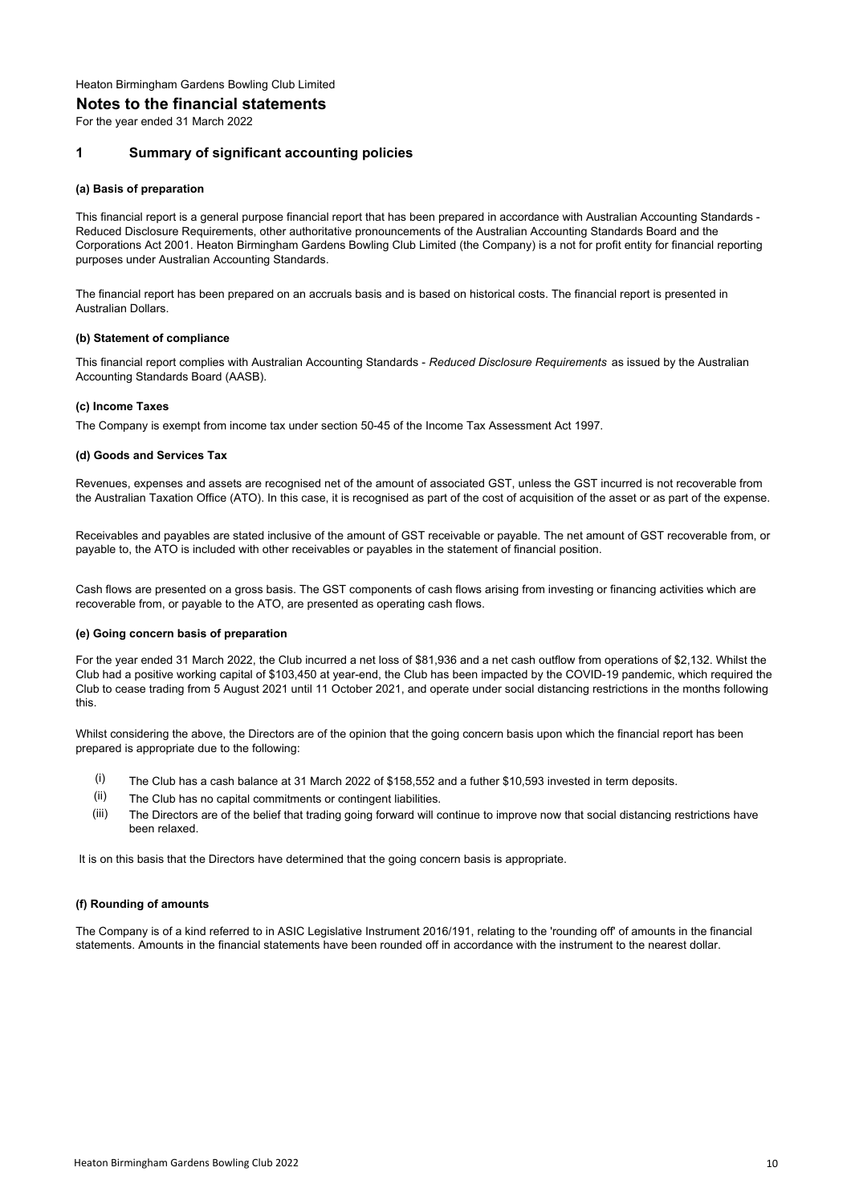Heaton Birmingham Gardens Bowling Club Limited

# Notes to the financial statements

For the year ended 31 March 2022

## 1 Summary of significant accounting policies

### (a) Basis of preparation

This financial report is a general purpose financial report that has been prepared in accordance with Australian Accounting Standards - Reduced Disclosure Requirements, other authoritative pronouncements of the Australian Accounting Standards Board and the Corporations Act 2001. Heaton Birmingham Gardens Bowling Club Limited (the Company) is a not for profit entity for financial reporting purposes under Australian Accounting Standards.

The financial report has been prepared on an accruals basis and is based on historical costs. The financial report is presented in Australian Dollars.

### (b) Statement of compliance

This financial report complies with Australian Accounting Standards - *Reduced Disclosure Requirements* as issued by the Australian Accounting Standards Board (AASB).

### (c) Income Taxes

The Company is exempt from income tax under section 50-45 of the Income Tax Assessment Act 1997.

### (d) Goods and Services Tax

Revenues, expenses and assets are recognised net of the amount of associated GST, unless the GST incurred is not recoverable from the Australian Taxation Office (ATO). In this case, it is recognised as part of the cost of acquisition of the asset or as part of the expense.

Receivables and payables are stated inclusive of the amount of GST receivable or payable. The net amount of GST recoverable from, or payable to, the ATO is included with other receivables or payables in the statement of financial position.

Cash flows are presented on a gross basis. The GST components of cash flows arising from investing or financing activities which are recoverable from, or payable to the ATO, are presented as operating cash flows.

### (e) Going concern basis of preparation

For the year ended 31 March 2022, the Club incurred a net loss of $81,936 and a net cash outflow from operations of $2,132. Whilst the Club had a positive working capital of $103,450 at year-end, the Club has been impacted by the COVID-19 pandemic, which required the Club to cease trading from 5 August 2021 until 11 October 2021, and operate under social distancing restrictions in the months following this.

Whilst considering the above, the Directors are of the opinion that the going concern basis upon which the financial report has been prepared is appropriate due to the following:

(i) The Club has a cash balance at 31 March 2022 of $158,552 and a futher $10,593 invested in term deposits.
(ii) The Club has no capital commitments or contingent liabilities.
(iii) The Directors are of the belief that trading going forward will continue to improve now that social distancing restrictions have been relaxed.

It is on this basis that the Directors have determined that the going concern basis is appropriate.

### (f) Rounding of amounts

The Company is of a kind referred to in ASIC Legislative Instrument 2016/191, relating to the 'rounding off' of amounts in the financial statements. Amounts in the financial statements have been rounded off in accordance with the instrument to the nearest dollar.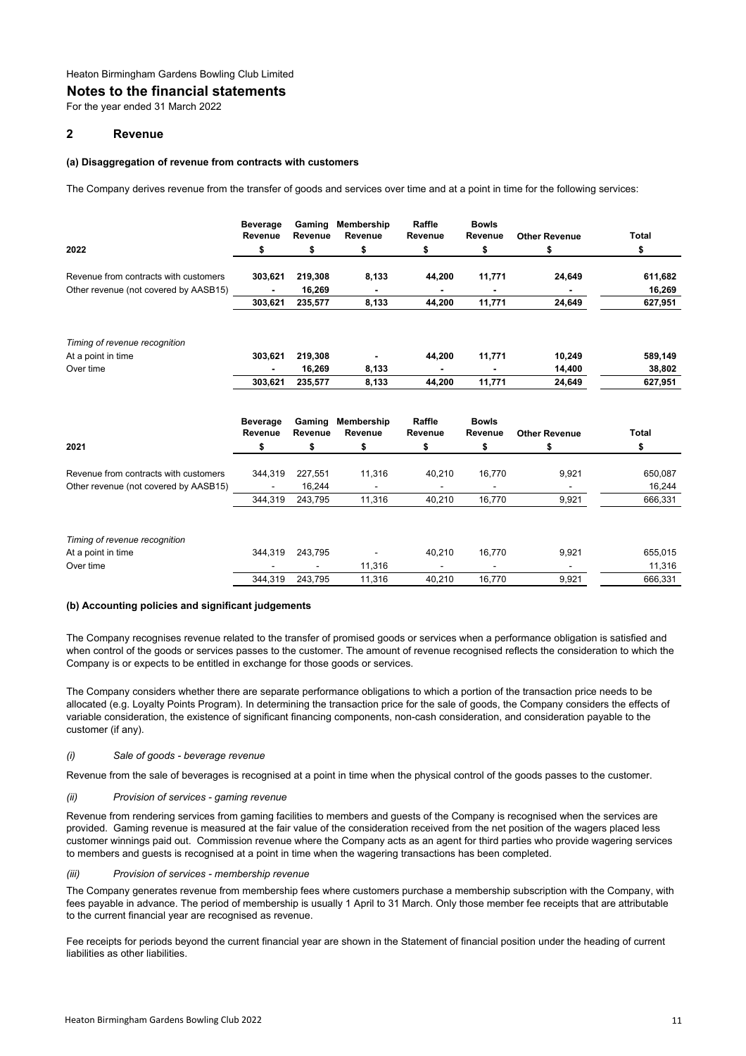Heaton Birmingham Gardens Bowling Club Limited

# Notes to the financial statements

For the year ended 31 March 2022

## 2 Revenue

### (a) Disaggregation of revenue from contracts with customers

The Company derives revenue from the transfer of goods and services over time and at a point in time for the following services:

| 2022 | Beverage Revenue $ | Gaming Revenue $ | Membership Revenue $ | Raffle Revenue $ | Bowls Revenue $ | Other Revenue $ | Total $ |
|---|---|---|---|---|---|---|---|
| Revenue from contracts with customers | **303,621** | **219,308** | **8,133** | **44,200** | **11,771** | **24,649** | **611,682** |
| Other revenue (not covered by AASB15) | **-** | **16,269** | **-** | **-** | **-** | **-** | **16,269** |
| | **303,621** | **235,577** | **8,133** | **44,200** | **11,771** | **24,649** | **627,951** |
| *Timing of revenue recognition* | | | | | | | |
| At a point in time | **303,621** | **219,308** | **-** | **44,200** | **11,771** | **10,249** | **589,149** |
| Over time | **-** | **16,269** | **8,133** | **-** | **-** | **14,400** | **38,802** |
| | **303,621** | **235,577** | **8,133** | **44,200** | **11,771** | **24,649** | **627,951** |

| 2021 | Beverage Revenue $ | Gaming Revenue $ | Membership Revenue $ | Raffle Revenue $ | Bowls Revenue $ | Other Revenue $ | Total $ |
|---|---|---|---|---|---|---|---|
| Revenue from contracts with customers | 344,319 | 227,551 | 11,316 | 40,210 | 16,770 | 9,921 | 650,087 |
| Other revenue (not covered by AASB15) | - | 16,244 | - | - | - | - | 16,244 |
| | 344,319 | 243,795 | 11,316 | 40,210 | 16,770 | 9,921 | 666,331 |
| *Timing of revenue recognition* | | | | | | | |
| At a point in time | 344,319 | 243,795 | - | 40,210 | 16,770 | 9,921 | 655,015 |
| Over time | - | - | 11,316 | - | - | - | 11,316 |
| | 344,319 | 243,795 | 11,316 | 40,210 | 16,770 | 9,921 | 666,331 |

### (b) Accounting policies and significant judgements

The Company recognises revenue related to the transfer of promised goods or services when a performance obligation is satisfied and when control of the goods or services passes to the customer. The amount of revenue recognised reflects the consideration to which the Company is or expects to be entitled in exchange for those goods or services.

The Company considers whether there are separate performance obligations to which a portion of the transaction price needs to be allocated (e.g. Loyalty Points Program). In determining the transaction price for the sale of goods, the Company considers the effects of variable consideration, the existence of significant financing components, non-cash consideration, and consideration payable to the customer (if any).

#### *(i) Sale of goods - beverage revenue*

Revenue from the sale of beverages is recognised at a point in time when the physical control of the goods passes to the customer.

#### *(ii) Provision of services - gaming revenue*

Revenue from rendering services from gaming facilities to members and guests of the Company is recognised when the services are provided. Gaming revenue is measured at the fair value of the consideration received from the net position of the wagers placed less customer winnings paid out. Commission revenue where the Company acts as an agent for third parties who provide wagering services to members and guests is recognised at a point in time when the wagering transactions has been completed.

#### *(iii) Provision of services - membership revenue*

The Company generates revenue from membership fees where customers purchase a membership subscription with the Company, with fees payable in advance. The period of membership is usually 1 April to 31 March. Only those member fee receipts that are attributable to the current financial year are recognised as revenue.

Fee receipts for periods beyond the current financial year are shown in the Statement of financial position under the heading of current liabilities as other liabilities.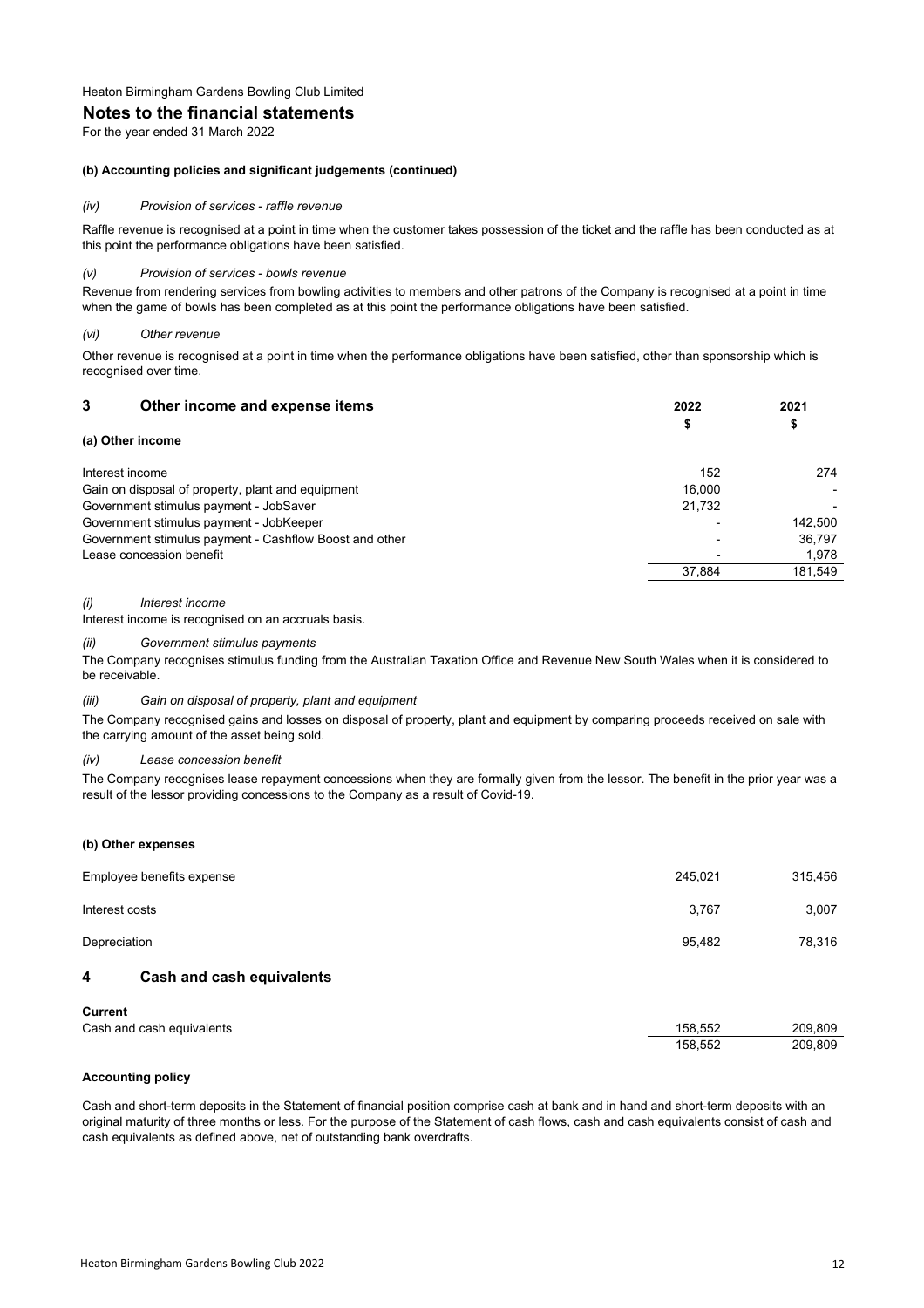Heaton Birmingham Gardens Bowling Club Limited

## Notes to the financial statements

For the year ended 31 March 2022

#### (b) Accounting policies and significant judgements (continued)

*(iv) Provision of services - raffle revenue*

Raffle revenue is recognised at a point in time when the customer takes possession of the ticket and the raffle has been conducted as at this point the performance obligations have been satisfied.

*(v) Provision of services - bowls revenue*

Revenue from rendering services from bowling activities to members and other patrons of the Company is recognised at a point in time when the game of bowls has been completed as at this point the performance obligations have been satisfied.

*(vi) Other revenue*

Other revenue is recognised at a point in time when the performance obligations have been satisfied, other than sponsorship which is recognised over time.

### 3 Other income and expense items

| | 2022 | 2021 |
|---|---|---|
| | $ | $ |
| **(a) Other income** | | |
| Interest income | 152 | 274 |
| Gain on disposal of property, plant and equipment | 16,000 | - |
| Government stimulus payment - JobSaver | 21,732 | - |
| Government stimulus payment - JobKeeper | - | 142,500 |
| Government stimulus payment - Cashflow Boost and other | - | 36,797 |
| Lease concession benefit | - | 1,978 |
| | 37,884 | 181,549 |

*(i) Interest income*

Interest income is recognised on an accruals basis.

*(ii) Government stimulus payments*

The Company recognises stimulus funding from the Australian Taxation Office and Revenue New South Wales when it is considered to be receivable.

*(iii) Gain on disposal of property, plant and equipment*

The Company recognised gains and losses on disposal of property, plant and equipment by comparing proceeds received on sale with the carrying amount of the asset being sold.

*(iv) Lease concession benefit*

The Company recognises lease repayment concessions when they are formally given from the lessor. The benefit in the prior year was a result of the lessor providing concessions to the Company as a result of Covid-19.

#### (b) Other expenses

| | 2022 | 2021 |
|---|---|---|
| Employee benefits expense | 245,021 | 315,456 |
| Interest costs | 3,767 | 3,007 |
| Depreciation | 95,482 | 78,316 |

### 4 Cash and cash equivalents

| | 2022 | 2021 |
|---|---|---|
| **Current** | | |
| Cash and cash equivalents | 158,552 | 209,809 |
| | 158,552 | 209,809 |

#### Accounting policy

Cash and short-term deposits in the Statement of financial position comprise cash at bank and in hand and short-term deposits with an original maturity of three months or less. For the purpose of the Statement of cash flows, cash and cash equivalents consist of cash and cash equivalents as defined above, net of outstanding bank overdrafts.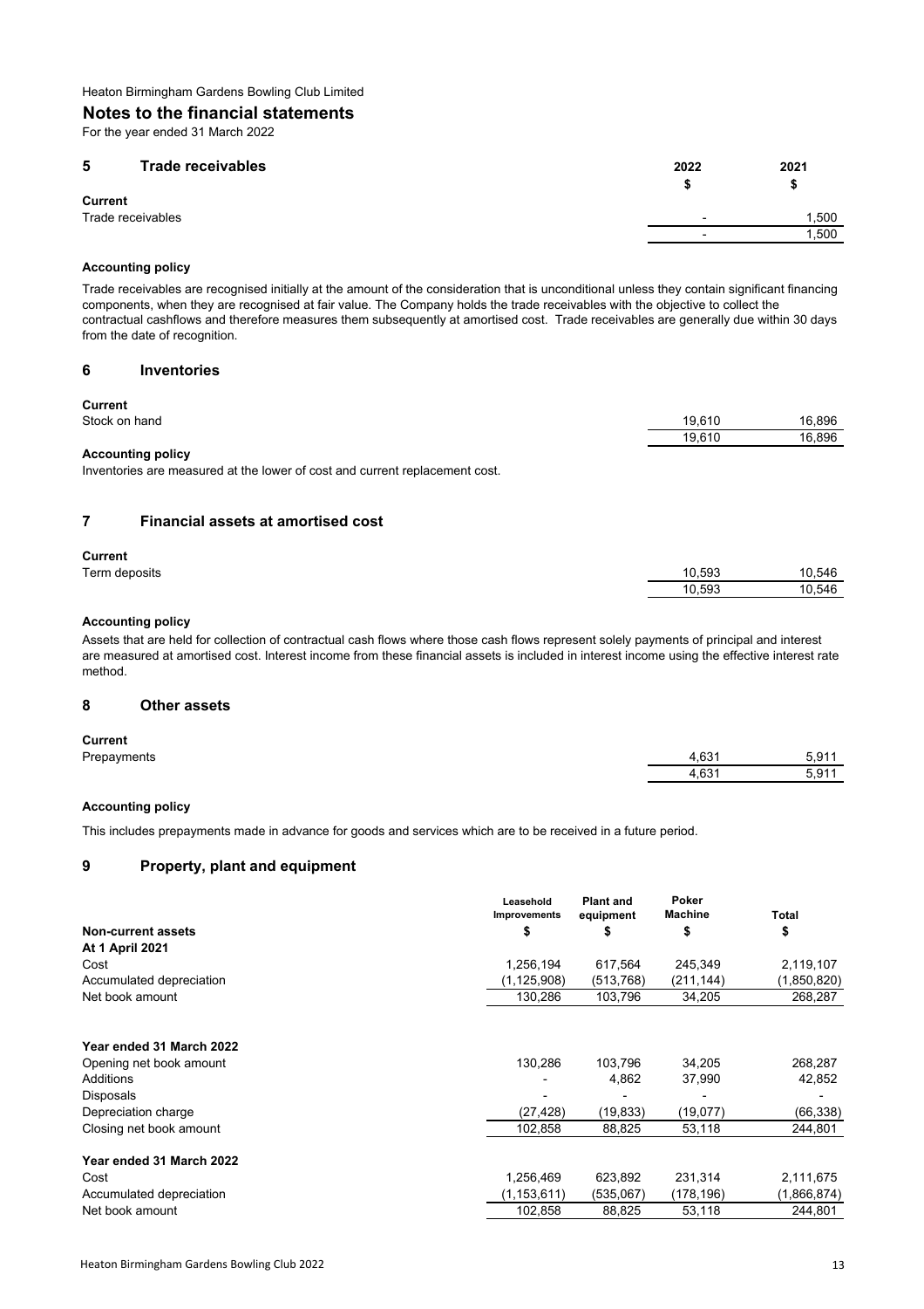Heaton Birmingham Gardens Bowling Club Limited

## Notes to the financial statements

For the year ended 31 March 2022

### 5 Trade receivables

| | 2022 | 2021 |
|---|---|---|
| | $ | $ |
| **Current** | | |
| Trade receivables | - | 1,500 |
| | - | 1,500 |

**Accounting policy**

Trade receivables are recognised initially at the amount of the consideration that is unconditional unless they contain significant financing components, when they are recognised at fair value. The Company holds the trade receivables with the objective to collect the contractual cashflows and therefore measures them subsequently at amortised cost. Trade receivables are generally due within 30 days from the date of recognition.

### 6 Inventories

| | 2022 | 2021 |
|---|---|---|
| **Current** | | |
| Stock on hand | 19,610 | 16,896 |
| | 19,610 | 16,896 |

**Accounting policy**

Inventories are measured at the lower of cost and current replacement cost.

### 7 Financial assets at amortised cost

| | 2022 | 2021 |
|---|---|---|
| **Current** | | |
| Term deposits | 10,593 | 10,546 |
| | 10,593 | 10,546 |

**Accounting policy**

Assets that are held for collection of contractual cash flows where those cash flows represent solely payments of principal and interest are measured at amortised cost. Interest income from these financial assets is included in interest income using the effective interest rate method.

### 8 Other assets

| | 2022 | 2021 |
|---|---|---|
| **Current** | | |
| Prepayments | 4,631 | 5,911 |
| | 4,631 | 5,911 |

**Accounting policy**

This includes prepayments made in advance for goods and services which are to be received in a future period.

### 9 Property, plant and equipment

| | Leasehold Improvements | Plant and equipment | Poker Machine | Total |
|---|---|---|---|---|
| **Non-current assets** | $ | $ | $ | $ |
| **At 1 April 2021** | | | | |
| Cost | 1,256,194 | 617,564 | 245,349 | 2,119,107 |
| Accumulated depreciation | (1,125,908) | (513,768) | (211,144) | (1,850,820) |
| Net book amount | 130,286 | 103,796 | 34,205 | 268,287 |
| | | | | |
| **Year ended 31 March 2022** | | | | |
| Opening net book amount | 130,286 | 103,796 | 34,205 | 268,287 |
| Additions | - | 4,862 | 37,990 | 42,852 |
| Disposals | - | - | - | - |
| Depreciation charge | (27,428) | (19,833) | (19,077) | (66,338) |
| Closing net book amount | 102,858 | 88,825 | 53,118 | 244,801 |
| | | | | |
| **Year ended 31 March 2022** | | | | |
| Cost | 1,256,469 | 623,892 | 231,314 | 2,111,675 |
| Accumulated depreciation | (1,153,611) | (535,067) | (178,196) | (1,866,874) |
| Net book amount | 102,858 | 88,825 | 53,118 | 244,801 |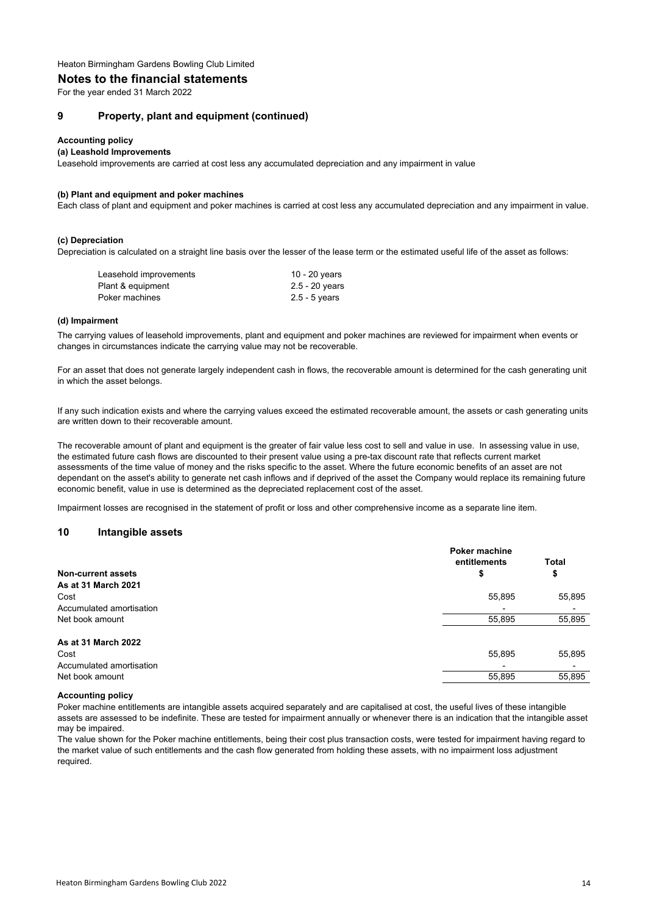Heaton Birmingham Gardens Bowling Club Limited

## Notes to the financial statements

For the year ended 31 March 2022

## 9 Property, plant and equipment (continued)

**Accounting policy**

**(a) Leashold Improvements**

Leasehold improvements are carried at cost less any accumulated depreciation and any impairment in value

**(b) Plant and equipment and poker machines**

Each class of plant and equipment and poker machines is carried at cost less any accumulated depreciation and any impairment in value.

**(c) Depreciation**

Depreciation is calculated on a straight line basis over the lesser of the lease term or the estimated useful life of the asset as follows:

| | |
|---|---|
| Leasehold improvements | 10 - 20 years |
| Plant & equipment | 2.5 - 20 years |
| Poker machines | 2.5 - 5 years |

**(d) Impairment**

The carrying values of leasehold improvements, plant and equipment and poker machines are reviewed for impairment when events or changes in circumstances indicate the carrying value may not be recoverable.

For an asset that does not generate largely independent cash in flows, the recoverable amount is determined for the cash generating unit in which the asset belongs.

If any such indication exists and where the carrying values exceed the estimated recoverable amount, the assets or cash generating units are written down to their recoverable amount.

The recoverable amount of plant and equipment is the greater of fair value less cost to sell and value in use. In assessing value in use, the estimated future cash flows are discounted to their present value using a pre-tax discount rate that reflects current market assessments of the time value of money and the risks specific to the asset. Where the future economic benefits of an asset are not dependant on the asset's ability to generate net cash inflows and if deprived of the asset the Company would replace its remaining future economic benefit, value in use is determined as the depreciated replacement cost of the asset.

Impairment losses are recognised in the statement of profit or loss and other comprehensive income as a separate line item.

## 10 Intangible assets

| **Non-current assets** | **Poker machine entitlements $** | **Total $** |
|---|---|---|
| **As at 31 March 2021** | | |
| Cost | 55,895 | 55,895 |
| Accumulated amortisation | - | - |
| Net book amount | 55,895 | 55,895 |
| **As at 31 March 2022** | | |
| Cost | 55,895 | 55,895 |
| Accumulated amortisation | - | - |
| Net book amount | 55,895 | 55,895 |

**Accounting policy**

Poker machine entitlements are intangible assets acquired separately and are capitalised at cost, the useful lives of these intangible assets are assessed to be indefinite. These are tested for impairment annually or whenever there is an indication that the intangible asset may be impaired.

The value shown for the Poker machine entitlements, being their cost plus transaction costs, were tested for impairment having regard to the market value of such entitlements and the cash flow generated from holding these assets, with no impairment loss adjustment required.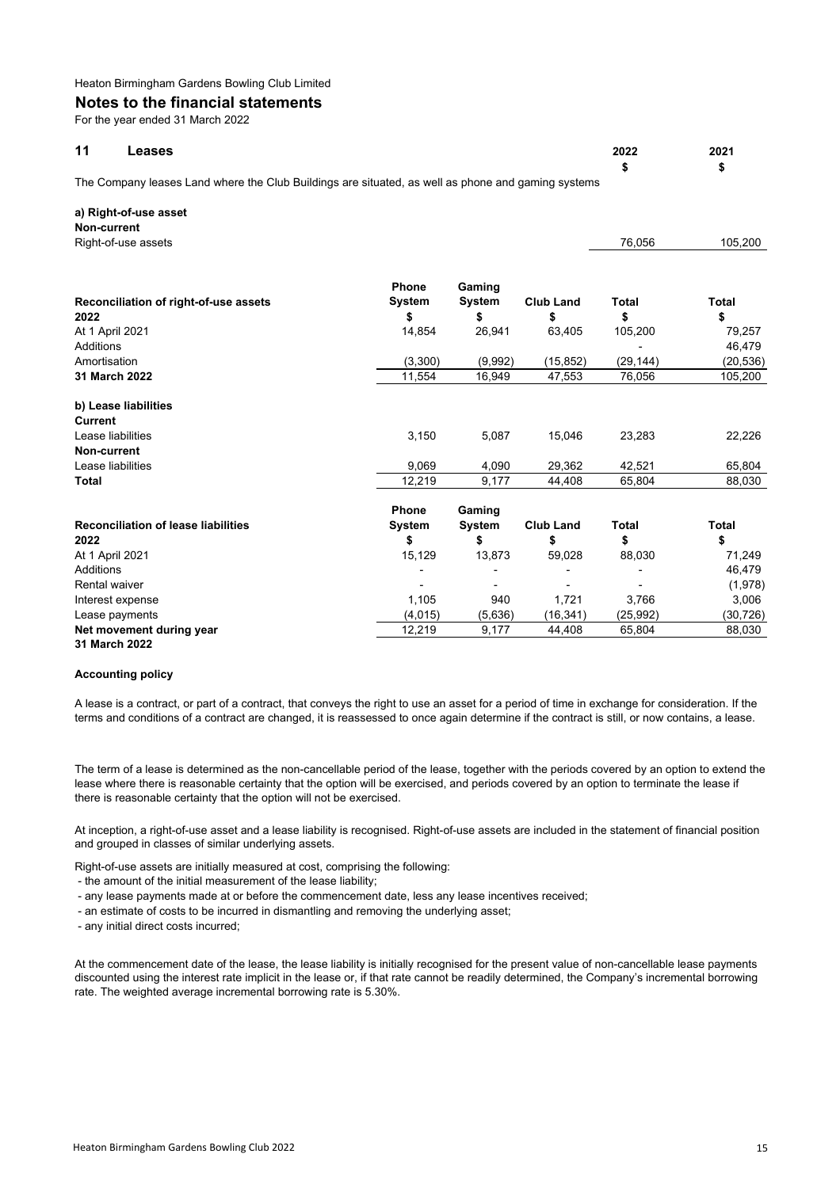Heaton Birmingham Gardens Bowling Club Limited

## Notes to the financial statements

For the year ended 31 March 2022

### 11 Leases

| | 2022 | 2021 |
|---|---|---|
| | $ | $ |

The Company leases Land where the Club Buildings are situated, as well as phone and gaming systems

**a) Right-of-use asset**

**Non-current**

| | 2022 $ | 2021 $ |
|---|---|---|
| Right-of-use assets | 76,056 | 105,200 |

| **Reconciliation of right-of-use assets** | **Phone System** | **Gaming System** | **Club Land** | **Total** | **Total** |
|---|---|---|---|---|---|
| **2022** | **$** | **$** | **$** | **$** | **$** |
| At 1 April 2021 | 14,854 | 26,941 | 63,405 | 105,200 | 79,257 |
| Additions | | | | - | 46,479 |
| Amortisation | (3,300) | (9,992) | (15,852) | (29,144) | (20,536) |
| **31 March 2022** | 11,554 | 16,949 | 47,553 | 76,056 | 105,200 |
| | | | | | |
| **b) Lease liabilities** | | | | | |
| **Current** | | | | | |
| Lease liabilities | 3,150 | 5,087 | 15,046 | 23,283 | 22,226 |
| **Non-current** | | | | | |
| Lease liabilities | 9,069 | 4,090 | 29,362 | 42,521 | 65,804 |
| **Total** | 12,219 | 9,177 | 44,408 | 65,804 | 88,030 |

| **Reconciliation of lease liabilities** | **Phone System** | **Gaming System** | **Club Land** | **Total** | **Total** |
|---|---|---|---|---|---|
| **2022** | **$** | **$** | **$** | **$** | **$** |
| At 1 April 2021 | 15,129 | 13,873 | 59,028 | 88,030 | 71,249 |
| Additions | - | - | - | - | 46,479 |
| Rental waiver | - | - | - | - | (1,978) |
| Interest expense | 1,105 | 940 | 1,721 | 3,766 | 3,006 |
| Lease payments | (4,015) | (5,636) | (16,341) | (25,992) | (30,726) |
| **Net movement during year 31 March 2022** | 12,219 | 9,177 | 44,408 | 65,804 | 88,030 |

**Accounting policy**

A lease is a contract, or part of a contract, that conveys the right to use an asset for a period of time in exchange for consideration. If the terms and conditions of a contract are changed, it is reassessed to once again determine if the contract is still, or now contains, a lease.

The term of a lease is determined as the non-cancellable period of the lease, together with the periods covered by an option to extend the lease where there is reasonable certainty that the option will be exercised, and periods covered by an option to terminate the lease if there is reasonable certainty that the option will not be exercised.

At inception, a right-of-use asset and a lease liability is recognised. Right-of-use assets are included in the statement of financial position and grouped in classes of similar underlying assets.

Right-of-use assets are initially measured at cost, comprising the following:

- the amount of the initial measurement of the lease liability;
- any lease payments made at or before the commencement date, less any lease incentives received;
- an estimate of costs to be incurred in dismantling and removing the underlying asset;
- any initial direct costs incurred;

At the commencement date of the lease, the lease liability is initially recognised for the present value of non-cancellable lease payments discounted using the interest rate implicit in the lease or, if that rate cannot be readily determined, the Company's incremental borrowing rate. The weighted average incremental borrowing rate is 5.30%.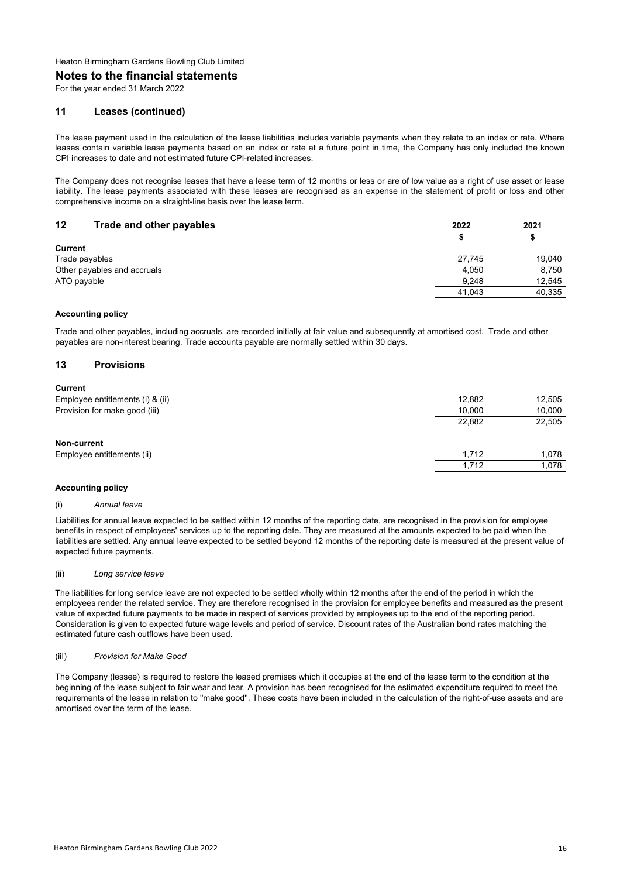Heaton Birmingham Gardens Bowling Club Limited

## Notes to the financial statements

For the year ended 31 March 2022

### 11 Leases (continued)

The lease payment used in the calculation of the lease liabilities includes variable payments when they relate to an index or rate. Where leases contain variable lease payments based on an index or rate at a future point in time, the Company has only included the known CPI increases to date and not estimated future CPI-related increases.

The Company does not recognise leases that have a lease term of 12 months or less or are of low value as a right of use asset or lease liability. The lease payments associated with these leases are recognised as an expense in the statement of profit or loss and other comprehensive income on a straight-line basis over the lease term.

### 12 Trade and other payables

| | 2022 | 2021 |
|---|---|---|
| | $ | $ |
| **Current** | | |
| Trade payables | 27,745 | 19,040 |
| Other payables and accruals | 4,050 | 8,750 |
| ATO payable | 9,248 | 12,545 |
| | 41,043 | 40,335 |

**Accounting policy**

Trade and other payables, including accruals, are recorded initially at fair value and subsequently at amortised cost. Trade and other payables are non-interest bearing. Trade accounts payable are normally settled within 30 days.

### 13 Provisions

| | 2022 | 2021 |
|---|---|---|
| **Current** | | |
| Employee entitlements (i) & (ii) | 12,882 | 12,505 |
| Provision for make good (iii) | 10,000 | 10,000 |
| | 22,882 | 22,505 |
| **Non-current** | | |
| Employee entitlements (ii) | 1,712 | 1,078 |
| | 1,712 | 1,078 |

**Accounting policy**

(i) *Annual leave*

Liabilities for annual leave expected to be settled within 12 months of the reporting date, are recognised in the provision for employee benefits in respect of employees' services up to the reporting date. They are measured at the amounts expected to be paid when the liabilities are settled. Any annual leave expected to be settled beyond 12 months of the reporting date is measured at the present value of expected future payments.

(ii) *Long service leave*

The liabilities for long service leave are not expected to be settled wholly within 12 months after the end of the period in which the employees render the related service. They are therefore recognised in the provision for employee benefits and measured as the present value of expected future payments to be made in respect of services provided by employees up to the end of the reporting period. Consideration is given to expected future wage levels and period of service. Discount rates of the Australian bond rates matching the estimated future cash outflows have been used.

(iiI) *Provision for Make Good*

The Company (lessee) is required to restore the leased premises which it occupies at the end of the lease term to the condition at the beginning of the lease subject to fair wear and tear. A provision has been recognised for the estimated expenditure required to meet the requirements of the lease in relation to "make good". These costs have been included in the calculation of the right-of-use assets and are amortised over the term of the lease.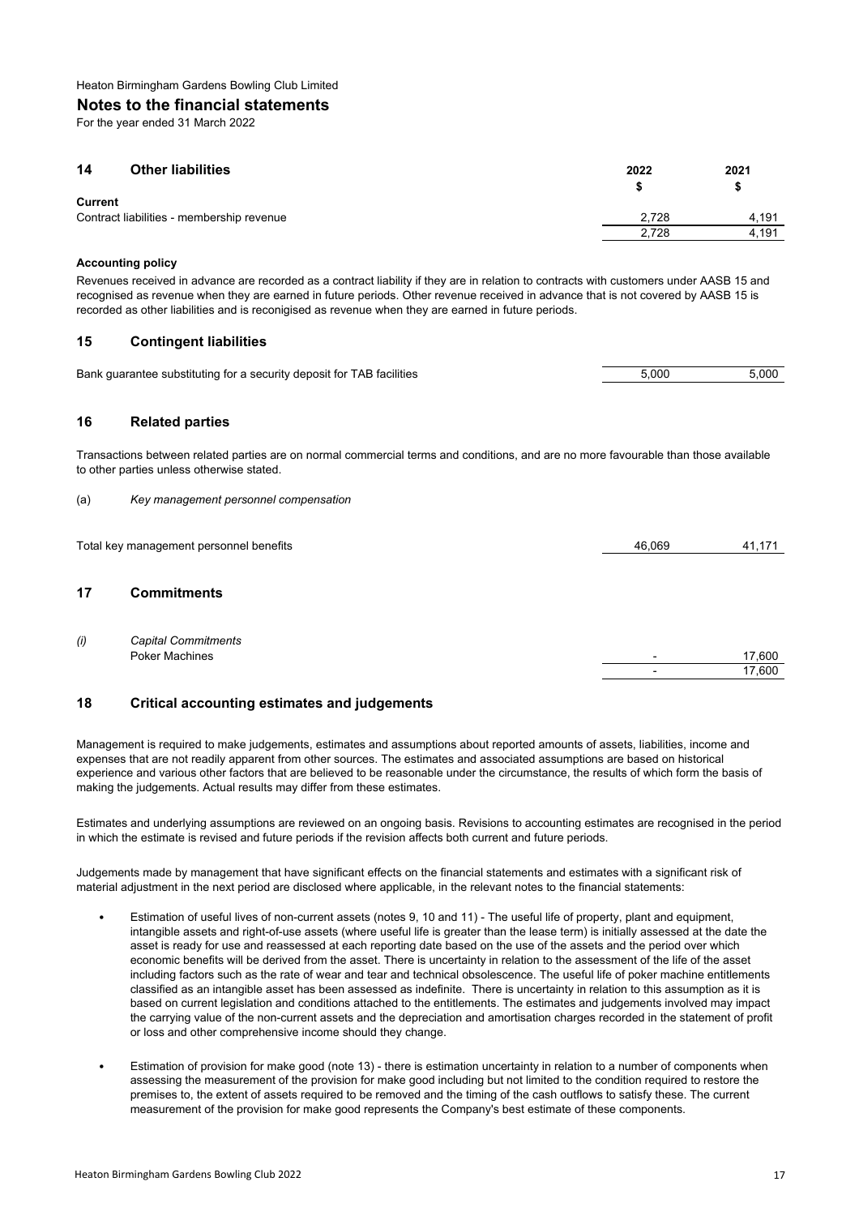Heaton Birmingham Gardens Bowling Club Limited

## Notes to the financial statements

For the year ended 31 March 2022

### 14 Other liabilities

| | 2022 $ | 2021 $ |
|---|---|---|
| **Current** | | |
| Contract liabilities - membership revenue | 2,728 | 4,191 |
| | 2,728 | 4,191 |

**Accounting policy**

Revenues received in advance are recorded as a contract liability if they are in relation to contracts with customers under AASB 15 and recognised as revenue when they are earned in future periods. Other revenue received in advance that is not covered by AASB 15 is recorded as other liabilities and is reconigised as revenue when they are earned in future periods.

### 15 Contingent liabilities

| | 2022 | 2021 |
|---|---|---|
| Bank guarantee substituting for a security deposit for TAB facilities | 5,000 | 5,000 |

### 16 Related parties

Transactions between related parties are on normal commercial terms and conditions, and are no more favourable than those available to other parties unless otherwise stated.

(a) *Key management personnel compensation*

| | 2022 | 2021 |
|---|---|---|
| Total key management personnel benefits | 46,069 | 41,171 |

### 17 Commitments

| | 2022 | 2021 |
|---|---|---|
| *(i) Capital Commitments* | | |
| Poker Machines | - | 17,600 |
| | - | 17,600 |

### 18 Critical accounting estimates and judgements

Management is required to make judgements, estimates and assumptions about reported amounts of assets, liabilities, income and expenses that are not readily apparent from other sources. The estimates and associated assumptions are based on historical experience and various other factors that are believed to be reasonable under the circumstance, the results of which form the basis of making the judgements. Actual results may differ from these estimates.

Estimates and underlying assumptions are reviewed on an ongoing basis. Revisions to accounting estimates are recognised in the period in which the estimate is revised and future periods if the revision affects both current and future periods.

Judgements made by management that have significant effects on the financial statements and estimates with a significant risk of material adjustment in the next period are disclosed where applicable, in the relevant notes to the financial statements:

- Estimation of useful lives of non-current assets (notes 9, 10 and 11) - The useful life of property, plant and equipment, intangible assets and right-of-use assets (where useful life is greater than the lease term) is initially assessed at the date the asset is ready for use and reassessed at each reporting date based on the use of the assets and the period over which economic benefits will be derived from the asset. There is uncertainty in relation to the assessment of the life of the asset including factors such as the rate of wear and tear and technical obsolescence. The useful life of poker machine entitlements classified as an intangible asset has been assessed as indefinite. There is uncertainty in relation to this assumption as it is based on current legislation and conditions attached to the entitlements. The estimates and judgements involved may impact the carrying value of the non-current assets and the depreciation and amortisation charges recorded in the statement of profit or loss and other comprehensive income should they change.

- Estimation of provision for make good (note 13) - there is estimation uncertainty in relation to a number of components when assessing the measurement of the provision for make good including but not limited to the condition required to restore the premises to, the extent of assets required to be removed and the timing of the cash outflows to satisfy these. The current measurement of the provision for make good represents the Company's best estimate of these components.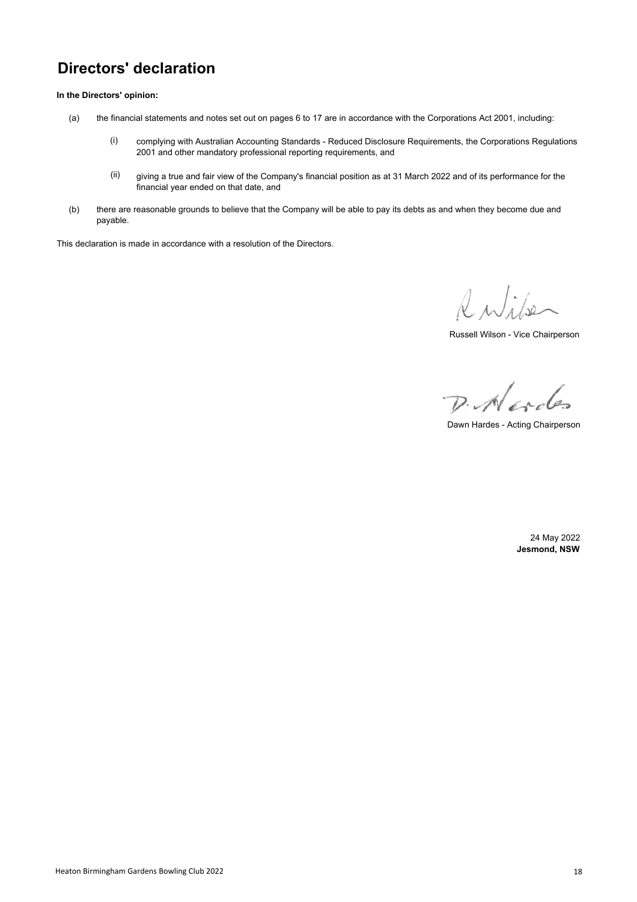# Directors' declaration

**In the Directors' opinion:**

(a) the financial statements and notes set out on pages 6 to 17 are in accordance with the Corporations Act 2001, including:

   (i) complying with Australian Accounting Standards - Reduced Disclosure Requirements, the Corporations Regulations 2001 and other mandatory professional reporting requirements, and

   (ii) giving a true and fair view of the Company's financial position as at 31 March 2022 and of its performance for the financial year ended on that date, and

(b) there are reasonable grounds to believe that the Company will be able to pay its debts as and when they become due and payable.

This declaration is made in accordance with a resolution of the Directors.

Russell Wilson - Vice Chairperson

Dawn Hardes - Acting Chairperson

24 May 2022
**Jesmond, NSW**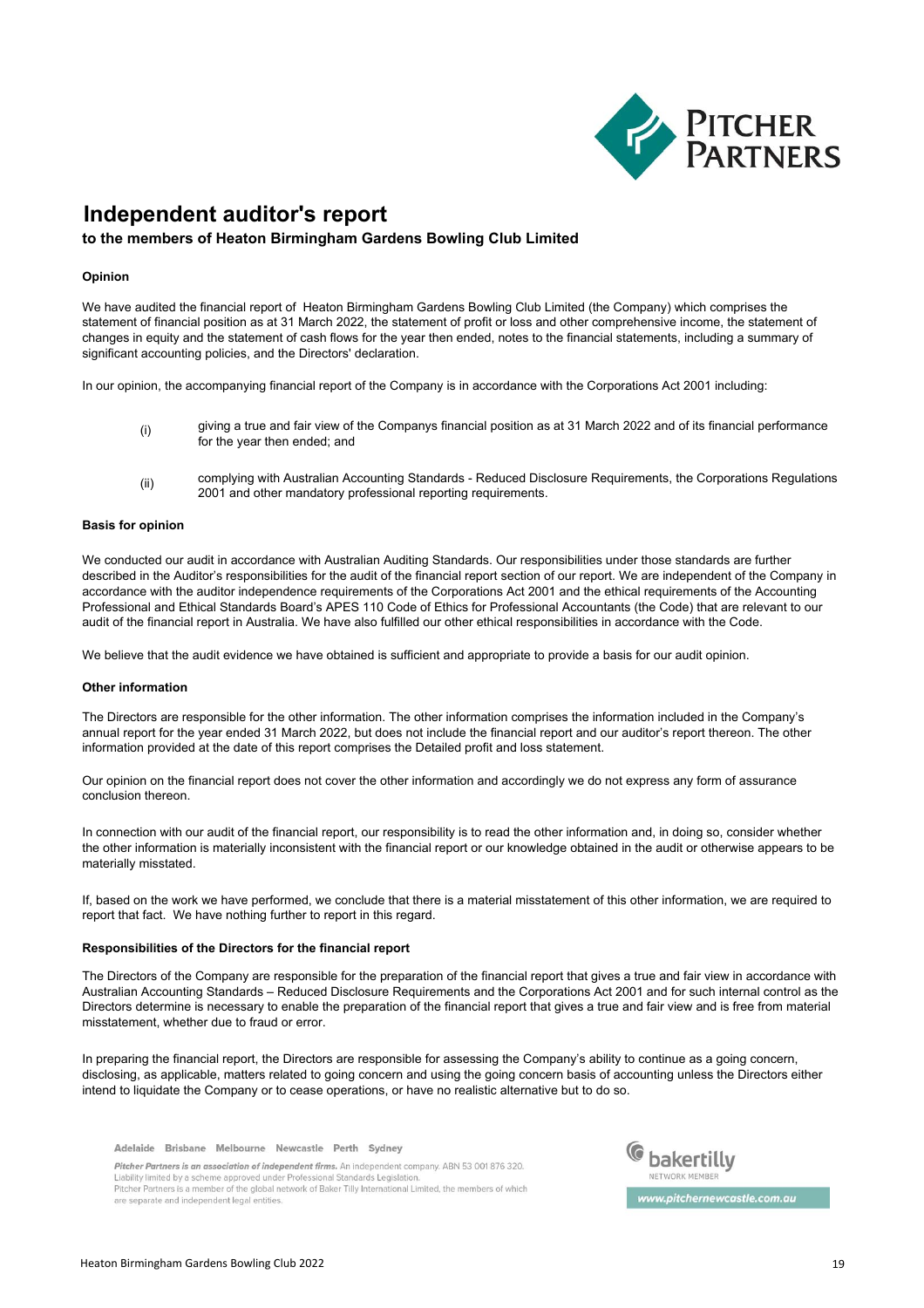# Independent auditor's report

## to the members of Heaton Birmingham Gardens Bowling Club Limited

**Opinion**

We have audited the financial report of Heaton Birmingham Gardens Bowling Club Limited (the Company) which comprises the statement of financial position as at 31 March 2022, the statement of profit or loss and other comprehensive income, the statement of changes in equity and the statement of cash flows for the year then ended, notes to the financial statements, including a summary of significant accounting policies, and the Directors' declaration.

In our opinion, the accompanying financial report of the Company is in accordance with the Corporations Act 2001 including:

(i) giving a true and fair view of the Companys financial position as at 31 March 2022 and of its financial performance for the year then ended; and

(ii) complying with Australian Accounting Standards - Reduced Disclosure Requirements, the Corporations Regulations 2001 and other mandatory professional reporting requirements.

**Basis for opinion**

We conducted our audit in accordance with Australian Auditing Standards. Our responsibilities under those standards are further described in the Auditor's responsibilities for the audit of the financial report section of our report. We are independent of the Company in accordance with the auditor independence requirements of the Corporations Act 2001 and the ethical requirements of the Accounting Professional and Ethical Standards Board's APES 110 Code of Ethics for Professional Accountants (the Code) that are relevant to our audit of the financial report in Australia. We have also fulfilled our other ethical responsibilities in accordance with the Code.

We believe that the audit evidence we have obtained is sufficient and appropriate to provide a basis for our audit opinion.

**Other information**

The Directors are responsible for the other information. The other information comprises the information included in the Company's annual report for the year ended 31 March 2022, but does not include the financial report and our auditor's report thereon. The other information provided at the date of this report comprises the Detailed profit and loss statement.

Our opinion on the financial report does not cover the other information and accordingly we do not express any form of assurance conclusion thereon.

In connection with our audit of the financial report, our responsibility is to read the other information and, in doing so, consider whether the other information is materially inconsistent with the financial report or our knowledge obtained in the audit or otherwise appears to be materially misstated.

If, based on the work we have performed, we conclude that there is a material misstatement of this other information, we are required to report that fact. We have nothing further to report in this regard.

**Responsibilities of the Directors for the financial report**

The Directors of the Company are responsible for the preparation of the financial report that gives a true and fair view in accordance with Australian Accounting Standards – Reduced Disclosure Requirements and the Corporations Act 2001 and for such internal control as the Directors determine is necessary to enable the preparation of the financial report that gives a true and fair view and is free from material misstatement, whether due to fraud or error.

In preparing the financial report, the Directors are responsible for assessing the Company's ability to continue as a going concern, disclosing, as applicable, matters related to going concern and using the going concern basis of accounting unless the Directors either intend to liquidate the Company or to cease operations, or have no realistic alternative but to do so.

Adelaide Brisbane Melbourne Newcastle Perth Sydney

*Pitcher Partners is an association of independent firms.* An independent company. ABN 53 001 876 320. Liability limited by a scheme approved under Professional Standards Legislation. Pitcher Partners is a member of the global network of Baker Tilly International Limited, the members of which are separate and independent legal entities.

bakertilly NETWORK MEMBER

www.pitchernewcastle.com.au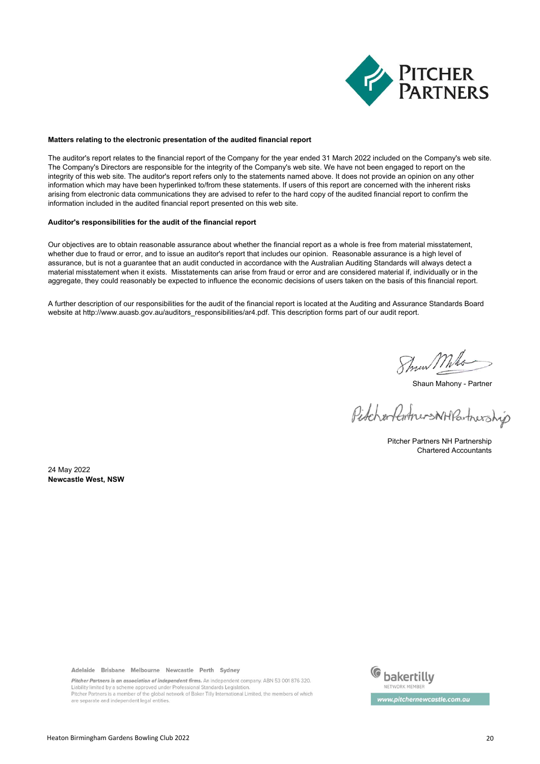**Matters relating to the electronic presentation of the audited financial report**

The auditor's report relates to the financial report of the Company for the year ended 31 March 2022 included on the Company's web site. The Company's Directors are responsible for the integrity of the Company's web site. We have not been engaged to report on the integrity of this web site. The auditor's report refers only to the statements named above. It does not provide an opinion on any other information which may have been hyperlinked to/from these statements. If users of this report are concerned with the inherent risks arising from electronic data communications they are advised to refer to the hard copy of the audited financial report to confirm the information included in the audited financial report presented on this web site.

**Auditor's responsibilities for the audit of the financial report**

Our objectives are to obtain reasonable assurance about whether the financial report as a whole is free from material misstatement, whether due to fraud or error, and to issue an auditor's report that includes our opinion. Reasonable assurance is a high level of assurance, but is not a guarantee that an audit conducted in accordance with the Australian Auditing Standards will always detect a material misstatement when it exists. Misstatements can arise from fraud or error and are considered material if, individually or in the aggregate, they could reasonably be expected to influence the economic decisions of users taken on the basis of this financial report.

A further description of our responsibilities for the audit of the financial report is located at the Auditing and Assurance Standards Board website at http://www.auasb.gov.au/auditors_responsibilities/ar4.pdf. This description forms part of our audit report.

Shaun Mahony - Partner

Pitcher Partners NH Partnership
Chartered Accountants

24 May 2022
**Newcastle West, NSW**

Adelaide Brisbane Melbourne Newcastle Perth Sydney

*Pitcher Partners is an association of independent firms.* An independent company. ABN 53 001 876 320.
Liability limited by a scheme approved under Professional Standards Legislation.
Pitcher Partners is a member of the global network of Baker Tilly International Limited, the members of which are separate and independent legal entities.

bakertilly NETWORK MEMBER

www.pitchernewcastle.com.au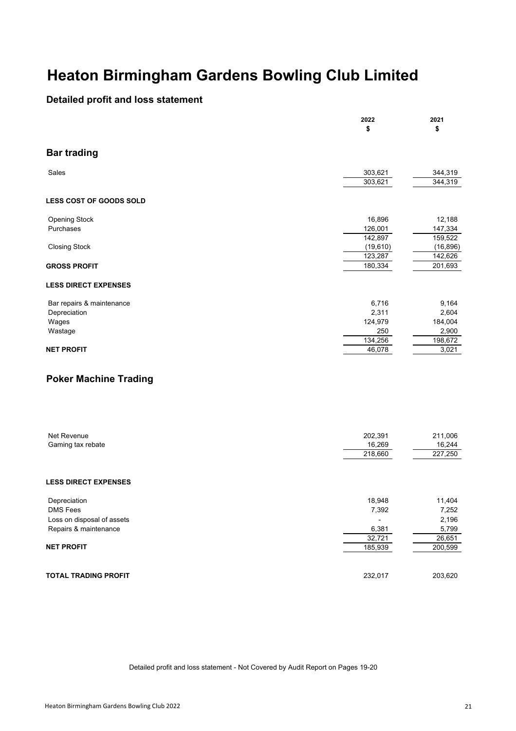# Heaton Birmingham Gardens Bowling Club Limited

## Detailed profit and loss statement

| | 2022<br>$ | 2021<br>$ |
|---|---|---|
| **Bar trading** | | |
| Sales | 303,621 | 344,319 |
| | 303,621 | 344,319 |
| **LESS COST OF GOODS SOLD** | | |
| Opening Stock | 16,896 | 12,188 |
| Purchases | 126,001 | 147,334 |
| | 142,897 | 159,522 |
| Closing Stock | (19,610) | (16,896) |
| | 123,287 | 142,626 |
| **GROSS PROFIT** | 180,334 | 201,693 |
| **LESS DIRECT EXPENSES** | | |
| Bar repairs & maintenance | 6,716 | 9,164 |
| Depreciation | 2,311 | 2,604 |
| Wages | 124,979 | 184,004 |
| Wastage | 250 | 2,900 |
| | 134,256 | 198,672 |
| **NET PROFIT** | 46,078 | 3,021 |
| **Poker Machine Trading** | | |
| Net Revenue | 202,391 | 211,006 |
| Gaming tax rebate | 16,269 | 16,244 |
| | 218,660 | 227,250 |
| **LESS DIRECT EXPENSES** | | |
| Depreciation | 18,948 | 11,404 |
| DMS Fees | 7,392 | 7,252 |
| Loss on disposal of assets | - | 2,196 |
| Repairs & maintenance | 6,381 | 5,799 |
| | 32,721 | 26,651 |
| **NET PROFIT** | 185,939 | 200,599 |
| **TOTAL TRADING PROFIT** | 232,017 | 203,620 |

Detailed profit and loss statement - Not Covered by Audit Report on Pages 19-20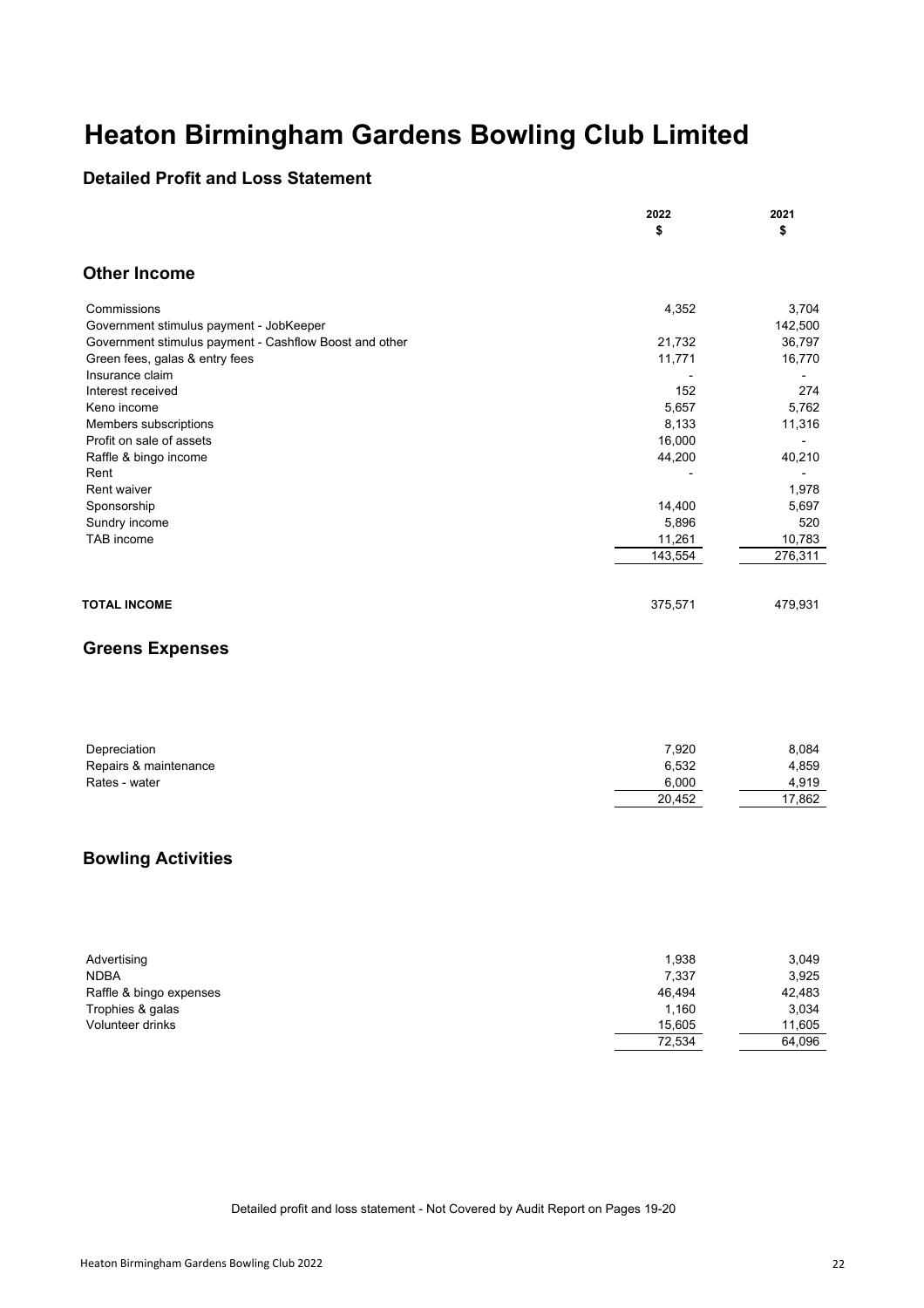# Heaton Birmingham Gardens Bowling Club Limited

## Detailed Profit and Loss Statement

| | 2022<br>$ | 2021<br>$ |
|---|---|---|
| **Other Income** | | |
| Commissions | 4,352 | 3,704 |
| Government stimulus payment - JobKeeper | | 142,500 |
| Government stimulus payment - Cashflow Boost and other | 21,732 | 36,797 |
| Green fees, galas & entry fees | 11,771 | 16,770 |
| Insurance claim | - | - |
| Interest received | 152 | 274 |
| Keno income | 5,657 | 5,762 |
| Members subscriptions | 8,133 | 11,316 |
| Profit on sale of assets | 16,000 | - |
| Raffle & bingo income | 44,200 | 40,210 |
| Rent | - | - |
| Rent waiver | | 1,978 |
| Sponsorship | 14,400 | 5,697 |
| Sundry income | 5,896 | 520 |
| TAB income | 11,261 | 10,783 |
| | 143,554 | 276,311 |
| **TOTAL INCOME** | 375,571 | 479,931 |

### Greens Expenses

| | 2022 | 2021 |
|---|---|---|
| Depreciation | 7,920 | 8,084 |
| Repairs & maintenance | 6,532 | 4,859 |
| Rates - water | 6,000 | 4,919 |
| | 20,452 | 17,862 |

### Bowling Activities

| | 2022 | 2021 |
|---|---|---|
| Advertising | 1,938 | 3,049 |
| NDBA | 7,337 | 3,925 |
| Raffle & bingo expenses | 46,494 | 42,483 |
| Trophies & galas | 1,160 | 3,034 |
| Volunteer drinks | 15,605 | 11,605 |
| | 72,534 | 64,096 |

Detailed profit and loss statement - Not Covered by Audit Report on Pages 19-20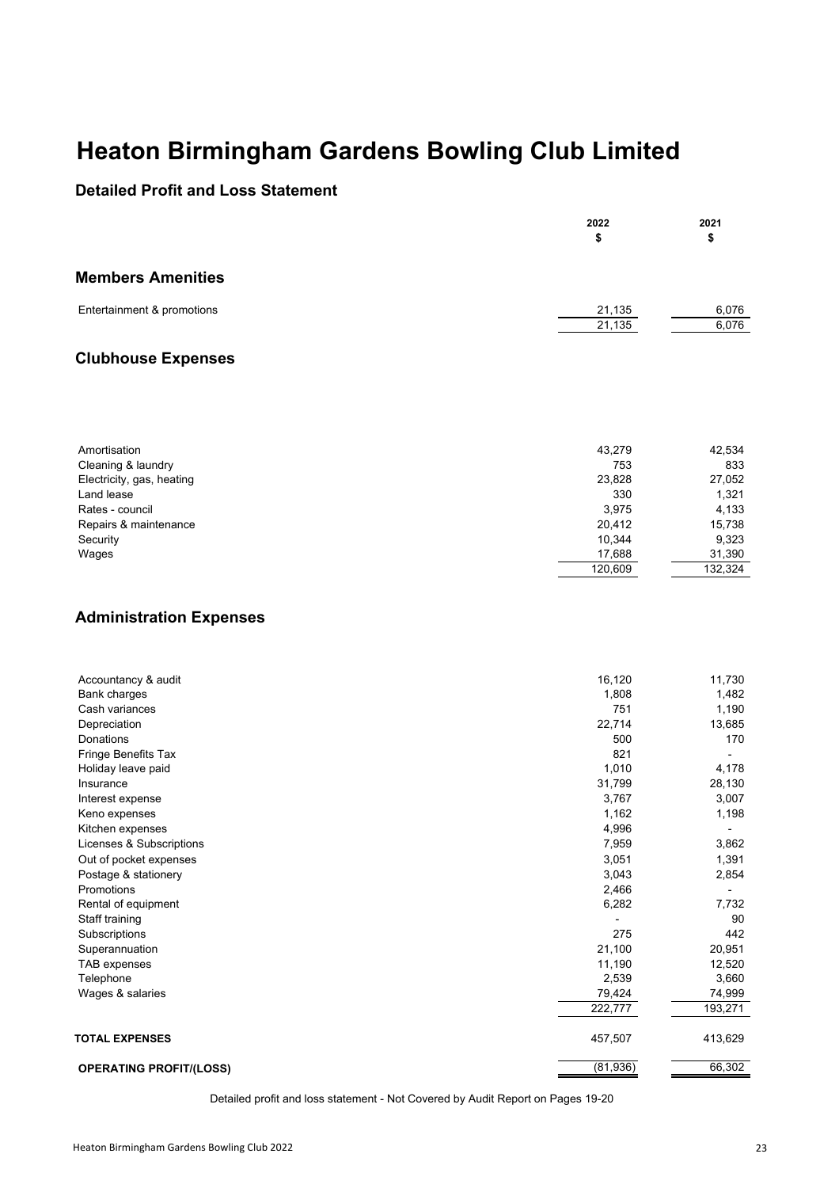# Heaton Birmingham Gardens Bowling Club Limited

## Detailed Profit and Loss Statement

| | 2022 $ | 2021 $ |
|---|---|---|
| **Members Amenities** | | |
| Entertainment & promotions | 21,135 | 6,076 |
| | 21,135 | 6,076 |
| **Clubhouse Expenses** | | |
| Amortisation | 43,279 | 42,534 |
| Cleaning & laundry | 753 | 833 |
| Electricity, gas, heating | 23,828 | 27,052 |
| Land lease | 330 | 1,321 |
| Rates - council | 3,975 | 4,133 |
| Repairs & maintenance | 20,412 | 15,738 |
| Security | 10,344 | 9,323 |
| Wages | 17,688 | 31,390 |
| | 120,609 | 132,324 |
| **Administration Expenses** | | |
| Accountancy & audit | 16,120 | 11,730 |
| Bank charges | 1,808 | 1,482 |
| Cash variances | 751 | 1,190 |
| Depreciation | 22,714 | 13,685 |
| Donations | 500 | 170 |
| Fringe Benefits Tax | 821 | - |
| Holiday leave paid | 1,010 | 4,178 |
| Insurance | 31,799 | 28,130 |
| Interest expense | 3,767 | 3,007 |
| Keno expenses | 1,162 | 1,198 |
| Kitchen expenses | 4,996 | - |
| Licenses & Subscriptions | 7,959 | 3,862 |
| Out of pocket expenses | 3,051 | 1,391 |
| Postage & stationery | 3,043 | 2,854 |
| Promotions | 2,466 | - |
| Rental of equipment | 6,282 | 7,732 |
| Staff training | - | 90 |
| Subscriptions | 275 | 442 |
| Superannuation | 21,100 | 20,951 |
| TAB expenses | 11,190 | 12,520 |
| Telephone | 2,539 | 3,660 |
| Wages & salaries | 79,424 | 74,999 |
| | 222,777 | 193,271 |
| **TOTAL EXPENSES** | 457,507 | 413,629 |
| **OPERATING PROFIT/(LOSS)** | (81,936) | 66,302 |

Detailed profit and loss statement - Not Covered by Audit Report on Pages 19-20